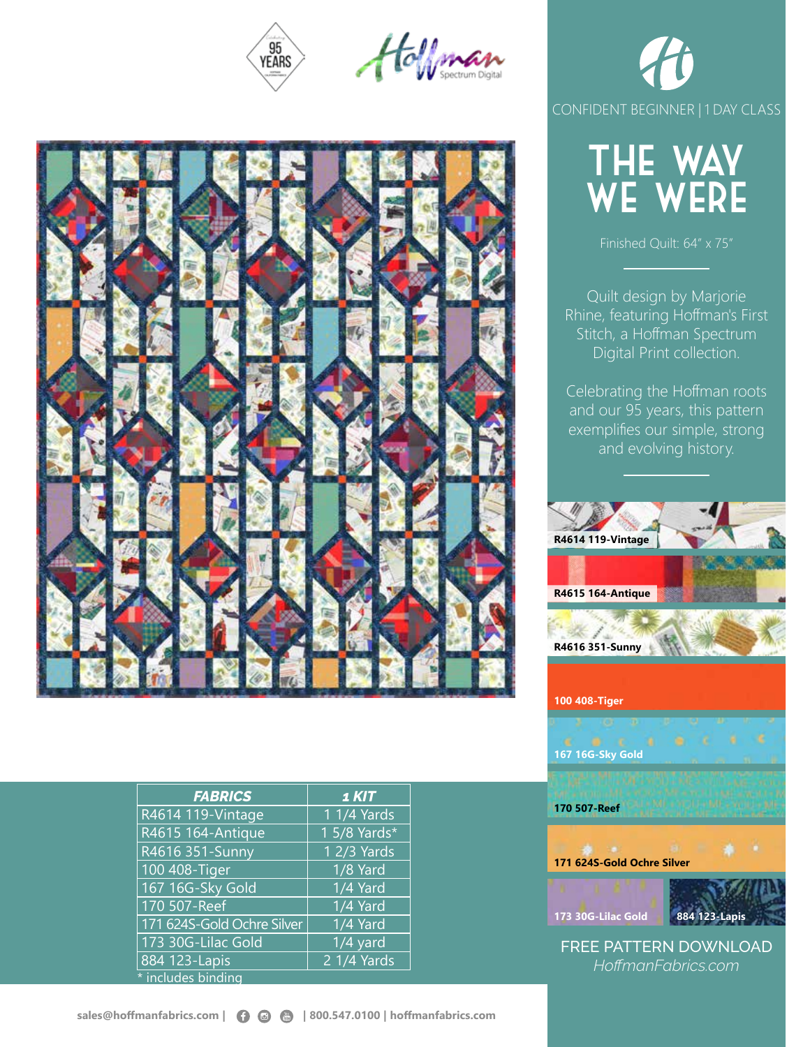CONFIDENT BEGINNER | 1 DAY CLASS

# THE WAY WE WERE

Finished Quilt: 64" x 75"

Quilt design by Marjorie Rhine, featuring Hoffman's First Stitch, a Hoffman Spectrum Digital Print collection.

Celebrating the Hoffman roots and our 95 years, this pattern exemplifies our simple, strong and evolving history.

R4614 119-Vintage

R4615 164-Antique

R4616 351-Sunny

100 408-Tiger

167 16G-Sky Gold

170 507-Reef

171 624S-Gold Ochre Silver

173 30G-Lilac Gold

884 123-Lapis

| FABRICS | 1 KIT |
|---|---|
| R4614 119-Vintage | 1 1/4 Yards |
| R4615 164-Antique | 1 5/8 Yards* |
| R4616 351-Sunny | 1 2/3 Yards |
| 100 408-Tiger | 1/8 Yard |
| 167 16G-Sky Gold | 1/4 Yard |
| 170 507-Reef | 1/4 Yard |
| 171 624S-Gold Ochre Silver | 1/4 Yard |
| 173 30G-Lilac Gold | 1/4 yard |
| 884 123-Lapis | 2 1/4 Yards |

\* includes binding

FREE PATTERN DOWNLOAD
*HoffmanFabrics.com*

sales@hoffmanfabrics.com | 800.547.0100 | hoffmanfabrics.com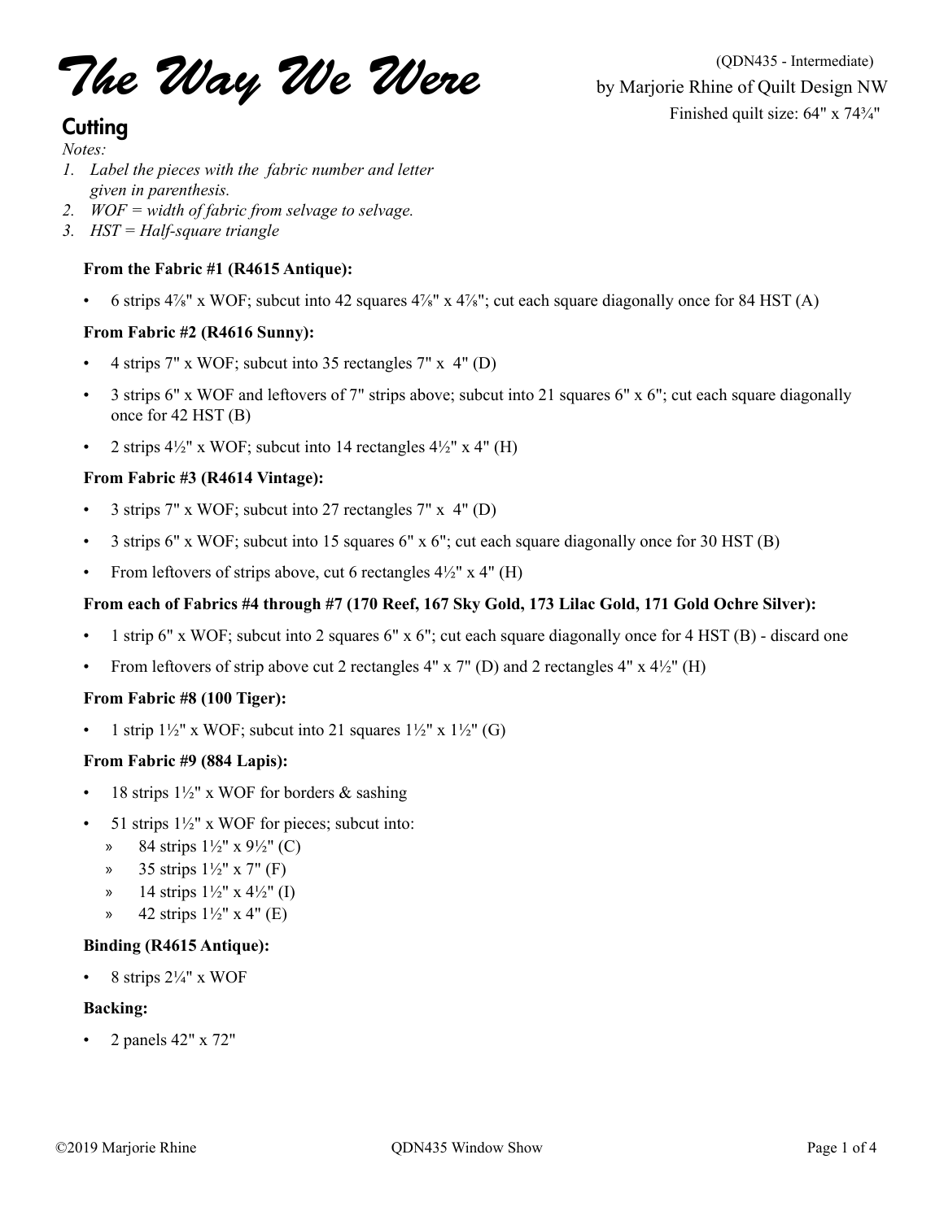# The Way We Were

(QDN435 - Intermediate)
by Marjorie Rhine of Quilt Design NW
Finished quilt size: 64" x 74¾"

## Cutting

*Notes:*

1. *Label the pieces with the fabric number and letter given in parenthesis.*
2. *WOF = width of fabric from selvage to selvage.*
3. *HST = Half-square triangle*

**From the Fabric #1 (R4615 Antique):**

- 6 strips 4⅞" x WOF; subcut into 42 squares 4⅞" x 4⅞"; cut each square diagonally once for 84 HST (A)

**From Fabric #2 (R4616 Sunny):**

- 4 strips 7" x WOF; subcut into 35 rectangles 7" x 4" (D)
- 3 strips 6" x WOF and leftovers of 7" strips above; subcut into 21 squares 6" x 6"; cut each square diagonally once for 42 HST (B)
- 2 strips 4½" x WOF; subcut into 14 rectangles 4½" x 4" (H)

**From Fabric #3 (R4614 Vintage):**

- 3 strips 7" x WOF; subcut into 27 rectangles 7" x 4" (D)
- 3 strips 6" x WOF; subcut into 15 squares 6" x 6"; cut each square diagonally once for 30 HST (B)
- From leftovers of strips above, cut 6 rectangles 4½" x 4" (H)

**From each of Fabrics #4 through #7 (170 Reef, 167 Sky Gold, 173 Lilac Gold, 171 Gold Ochre Silver):**

- 1 strip 6" x WOF; subcut into 2 squares 6" x 6"; cut each square diagonally once for 4 HST (B) - discard one
- From leftovers of strip above cut 2 rectangles 4" x 7" (D) and 2 rectangles 4" x 4½" (H)

**From Fabric #8 (100 Tiger):**

- 1 strip 1½" x WOF; subcut into 21 squares 1½" x 1½" (G)

**From Fabric #9 (884 Lapis):**

- 18 strips 1½" x WOF for borders & sashing
- 51 strips 1½" x WOF for pieces; subcut into:
  - 84 strips 1½" x 9½" (C)
  - 35 strips 1½" x 7" (F)
  - 14 strips 1½" x 4½" (I)
  - 42 strips 1½" x 4" (E)

**Binding (R4615 Antique):**

- 8 strips 2¼" x WOF

**Backing:**

- 2 panels 42" x 72"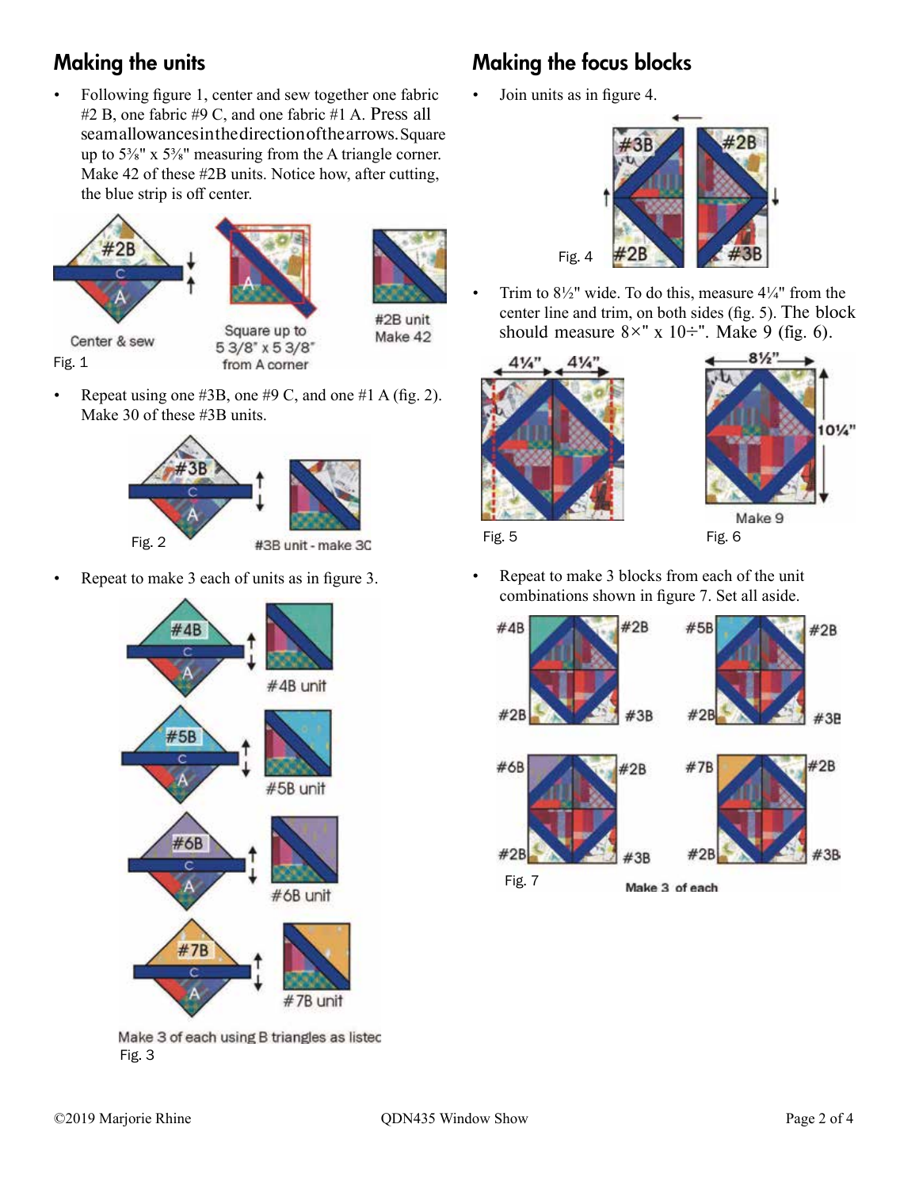## Making the units

- Following figure 1, center and sew together one fabric #2 B, one fabric #9 C, and one fabric #1 A. Press all seam allowances in the direction of the arrows. Square up to 5⅜" x 5⅜" measuring from the A triangle corner. Make 42 of these #2B units. Notice how, after cutting, the blue strip is off center.

Center & sew

Square up to 5 3/8" x 5 3/8" from A corner

#2B unit Make 42

Fig. 1

- Repeat using one #3B, one #9 C, and one #1 A (fig. 2). Make 30 of these #3B units.

Fig. 2

#3B unit - make 30

- Repeat to make 3 each of units as in figure 3.

#4B unit

#5B unit

#6B unit

#7B unit

Make 3 of each using B triangles as listed

Fig. 3

## Making the focus blocks

- Join units as in figure 4.

Fig. 4

- Trim to 8½" wide. To do this, measure 4¼" from the center line and trim, on both sides (fig. 5). The block should measure 8×" x 10÷". Make 9 (fig. 6).

Fig. 5

Make 9

Fig. 6

- Repeat to make 3 blocks from each of the unit combinations shown in figure 7. Set all aside.

Fig. 7

Make 3 of each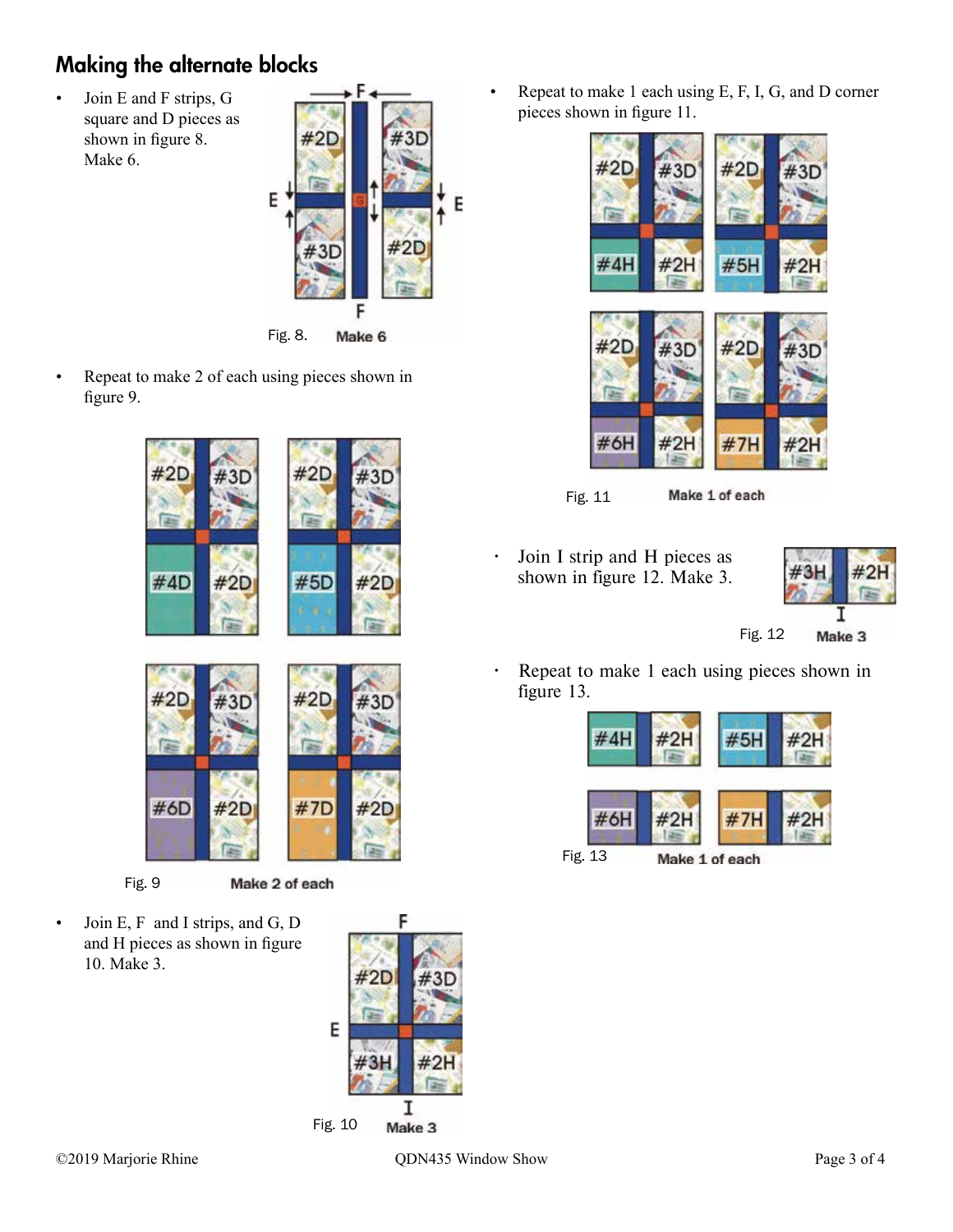## Making the alternate blocks

- Join E and F strips, G square and D pieces as shown in figure 8. Make 6.

Fig. 8. Make 6

- Repeat to make 2 of each using pieces shown in figure 9.

Fig. 9 Make 2 of each

- Join E, F and I strips, and G, D and H pieces as shown in figure 10. Make 3.

Fig. 10 Make 3

- Repeat to make 1 each using E, F, I, G, and D corner pieces shown in figure 11.

Fig. 11 Make 1 of each

- Join I strip and H pieces as shown in figure 12. Make 3.

Fig. 12 Make 3

- Repeat to make 1 each using pieces shown in figure 13.

Fig. 13 Make 1 of each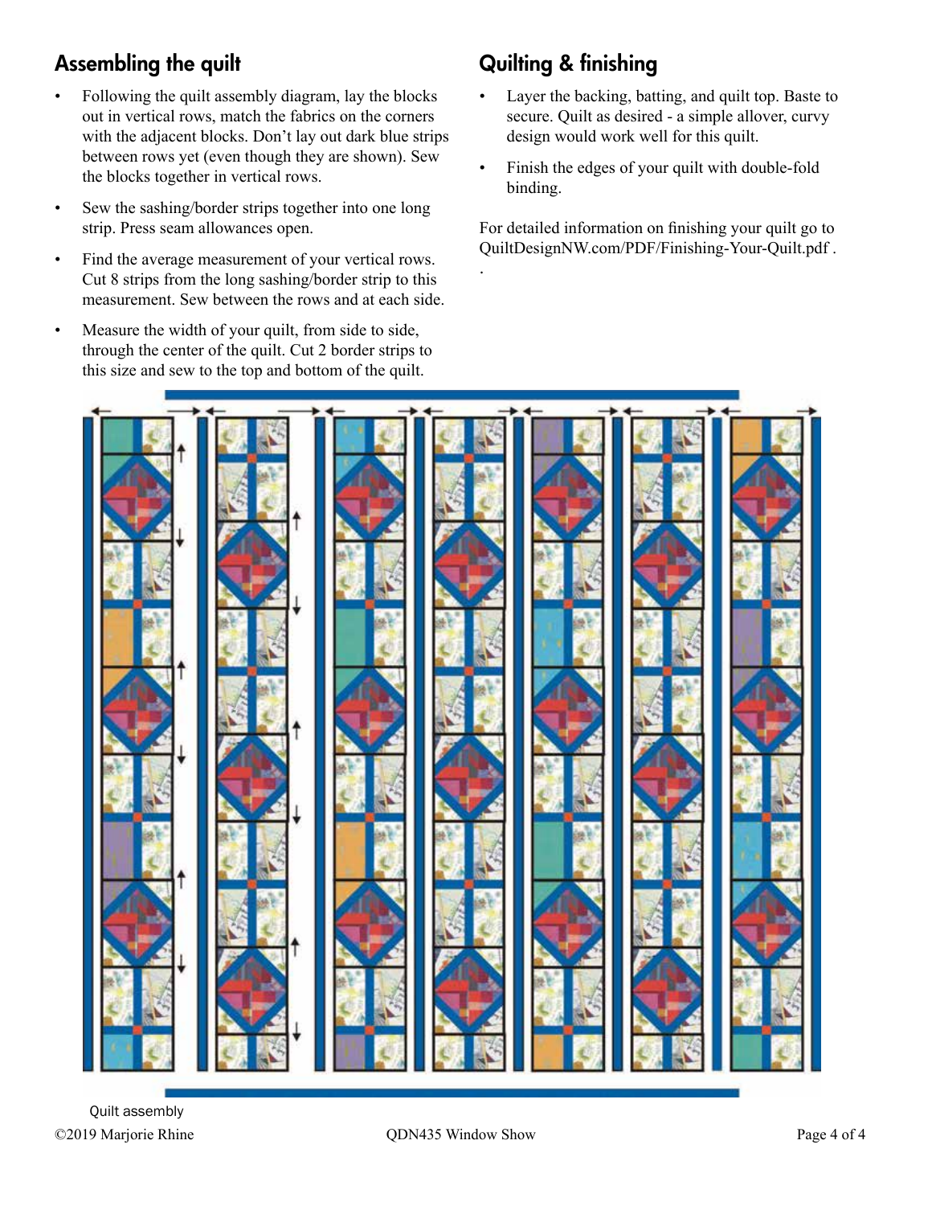## Assembling the quilt

- Following the quilt assembly diagram, lay the blocks out in vertical rows, match the fabrics on the corners with the adjacent blocks. Don't lay out dark blue strips between rows yet (even though they are shown). Sew the blocks together in vertical rows.
- Sew the sashing/border strips together into one long strip. Press seam allowances open.
- Find the average measurement of your vertical rows. Cut 8 strips from the long sashing/border strip to this measurement. Sew between the rows and at each side.
- Measure the width of your quilt, from side to side, through the center of the quilt. Cut 2 border strips to this size and sew to the top and bottom of the quilt.

## Quilting & finishing

- Layer the backing, batting, and quilt top. Baste to secure. Quilt as desired - a simple allover, curvy design would work well for this quilt.
- Finish the edges of your quilt with double-fold binding.

For detailed information on finishing your quilt go to QuiltDesignNW.com/PDF/Finishing-Your-Quilt.pdf .

Quilt assembly

©2019 Marjorie Rhine